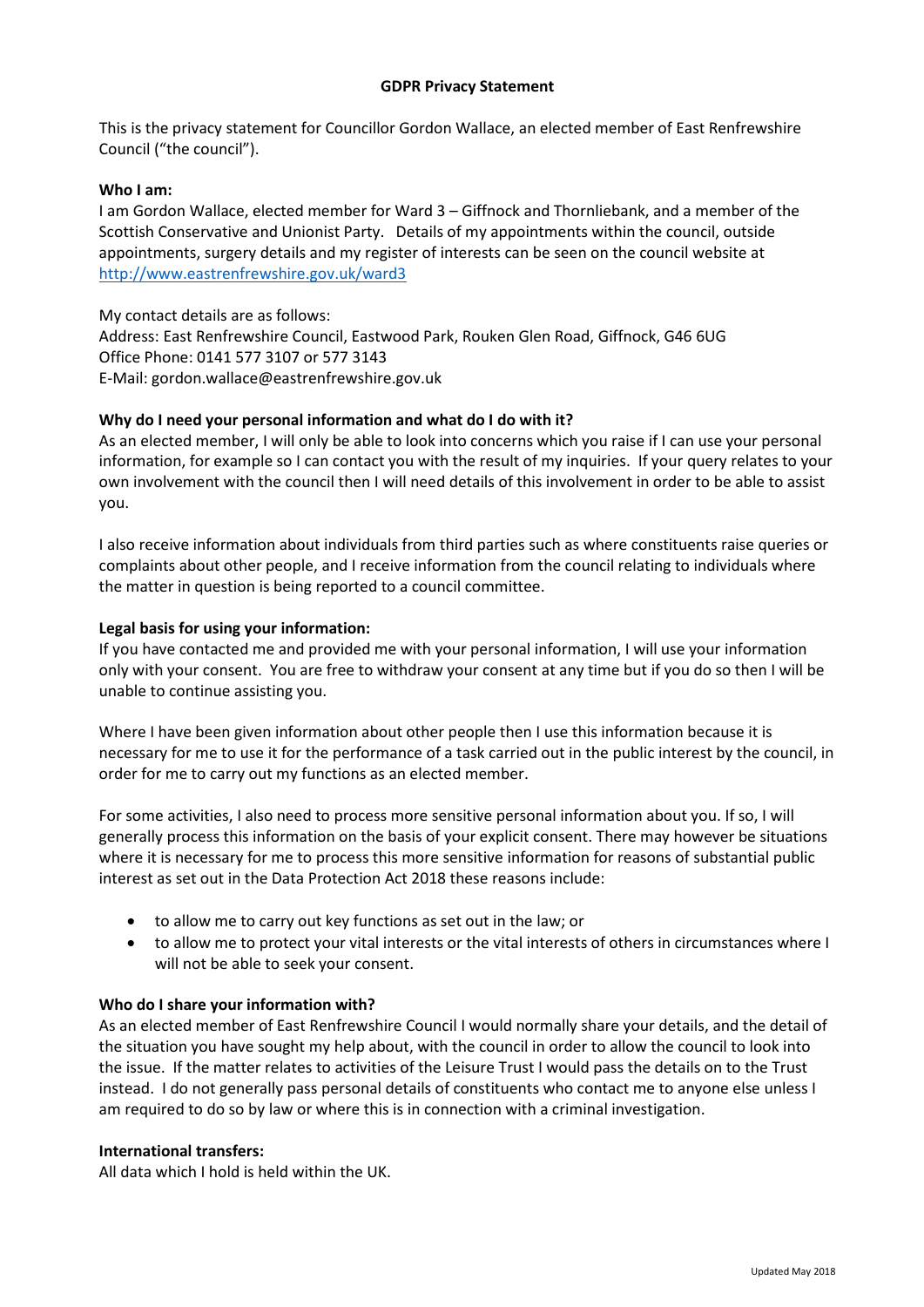# GDPR Privacy Statement

This is the privacy statement for Councillor Gordon Wallace, an elected member of East Renfrewshire Council ("the council").

**Who I am:**

I am Gordon Wallace, elected member for Ward 3 – Giffnock and Thornliebank, and a member of the Scottish Conservative and Unionist Party. Details of my appointments within the council, outside appointments, surgery details and my register of interests can be seen on the council website at [http://www.eastrenfrewshire.gov.uk/ward3](http://www.eastrenfrewshire.gov.uk/ward3)

My contact details are as follows:
Address: East Renfrewshire Council, Eastwood Park, Rouken Glen Road, Giffnock, G46 6UG
Office Phone: 0141 577 3107 or 577 3143
E-Mail: gordon.wallace@eastrenfrewshire.gov.uk

**Why do I need your personal information and what do I do with it?**

As an elected member, I will only be able to look into concerns which you raise if I can use your personal information, for example so I can contact you with the result of my inquiries. If your query relates to your own involvement with the council then I will need details of this involvement in order to be able to assist you.

I also receive information about individuals from third parties such as where constituents raise queries or complaints about other people, and I receive information from the council relating to individuals where the matter in question is being reported to a council committee.

**Legal basis for using your information:**

If you have contacted me and provided me with your personal information, I will use your information only with your consent. You are free to withdraw your consent at any time but if you do so then I will be unable to continue assisting you.

Where I have been given information about other people then I use this information because it is necessary for me to use it for the performance of a task carried out in the public interest by the council, in order for me to carry out my functions as an elected member.

For some activities, I also need to process more sensitive personal information about you. If so, I will generally process this information on the basis of your explicit consent. There may however be situations where it is necessary for me to process this more sensitive information for reasons of substantial public interest as set out in the Data Protection Act 2018 these reasons include:

- to allow me to carry out key functions as set out in the law; or
- to allow me to protect your vital interests or the vital interests of others in circumstances where I will not be able to seek your consent.

**Who do I share your information with?**

As an elected member of East Renfrewshire Council I would normally share your details, and the detail of the situation you have sought my help about, with the council in order to allow the council to look into the issue. If the matter relates to activities of the Leisure Trust I would pass the details on to the Trust instead. I do not generally pass personal details of constituents who contact me to anyone else unless I am required to do so by law or where this is in connection with a criminal investigation.

**International transfers:**

All data which I hold is held within the UK.

Updated May 2018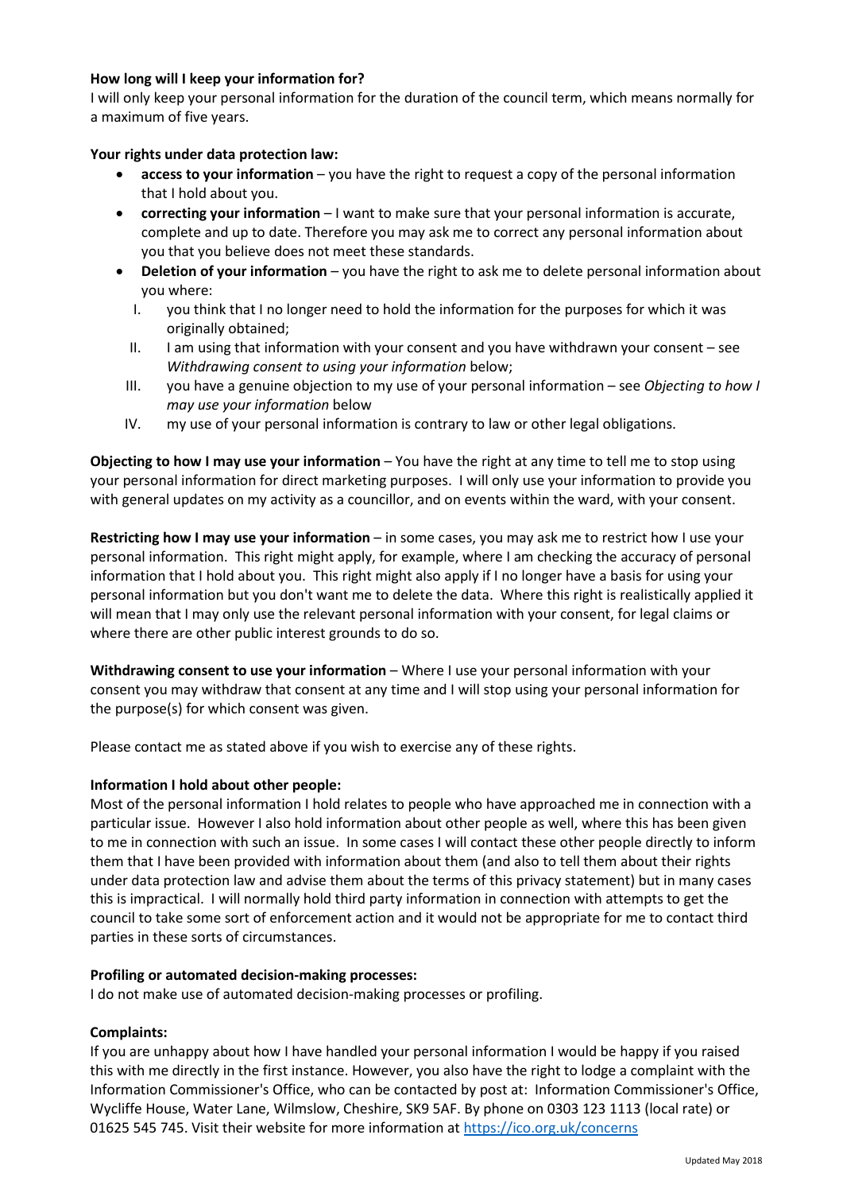**How long will I keep your information for?**

I will only keep your personal information for the duration of the council term, which means normally for a maximum of five years.

**Your rights under data protection law:**

- **access to your information** – you have the right to request a copy of the personal information that I hold about you.
- **correcting your information** – I want to make sure that your personal information is accurate, complete and up to date. Therefore you may ask me to correct any personal information about you that you believe does not meet these standards.
- **Deletion of your information** – you have the right to ask me to delete personal information about you where:
  - I. you think that I no longer need to hold the information for the purposes for which it was originally obtained;
  - II. I am using that information with your consent and you have withdrawn your consent – see *Withdrawing consent to using your information* below;
  - III. you have a genuine objection to my use of your personal information – see *Objecting to how I may use your information* below
  - IV. my use of your personal information is contrary to law or other legal obligations.

**Objecting to how I may use your information** – You have the right at any time to tell me to stop using your personal information for direct marketing purposes. I will only use your information to provide you with general updates on my activity as a councillor, and on events within the ward, with your consent.

**Restricting how I may use your information** – in some cases, you may ask me to restrict how I use your personal information. This right might apply, for example, where I am checking the accuracy of personal information that I hold about you. This right might also apply if I no longer have a basis for using your personal information but you don't want me to delete the data. Where this right is realistically applied it will mean that I may only use the relevant personal information with your consent, for legal claims or where there are other public interest grounds to do so.

**Withdrawing consent to use your information** – Where I use your personal information with your consent you may withdraw that consent at any time and I will stop using your personal information for the purpose(s) for which consent was given.

Please contact me as stated above if you wish to exercise any of these rights.

**Information I hold about other people:**

Most of the personal information I hold relates to people who have approached me in connection with a particular issue. However I also hold information about other people as well, where this has been given to me in connection with such an issue. In some cases I will contact these other people directly to inform them that I have been provided with information about them (and also to tell them about their rights under data protection law and advise them about the terms of this privacy statement) but in many cases this is impractical. I will normally hold third party information in connection with attempts to get the council to take some sort of enforcement action and it would not be appropriate for me to contact third parties in these sorts of circumstances.

**Profiling or automated decision-making processes:**

I do not make use of automated decision-making processes or profiling.

**Complaints:**

If you are unhappy about how I have handled your personal information I would be happy if you raised this with me directly in the first instance. However, you also have the right to lodge a complaint with the Information Commissioner's Office, who can be contacted by post at: Information Commissioner's Office, Wycliffe House, Water Lane, Wilmslow, Cheshire, SK9 5AF. By phone on 0303 123 1113 (local rate) or 01625 545 745. Visit their website for more information at https://ico.org.uk/concerns

Updated May 2018